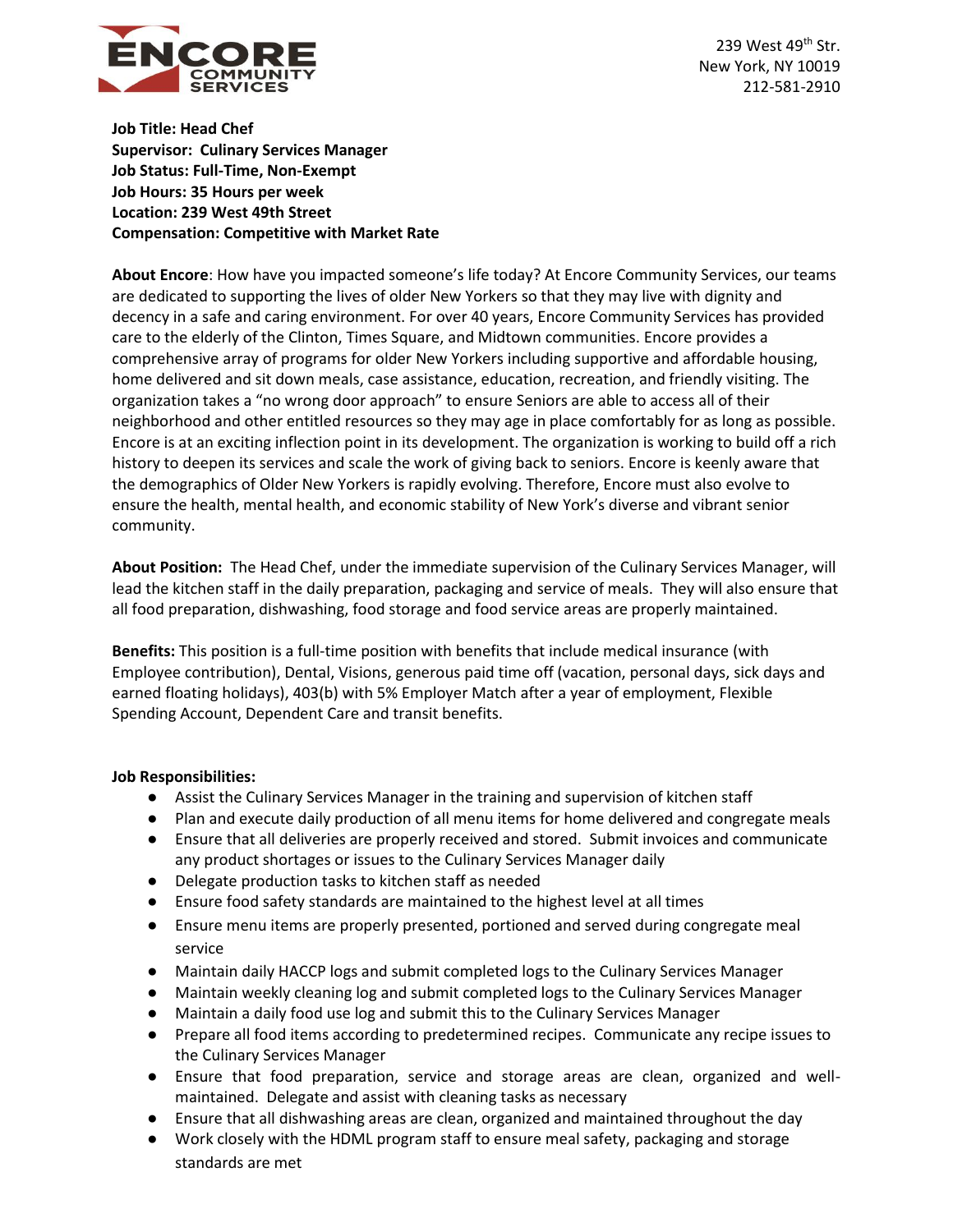239 West 49th Str.
New York, NY 10019
212-581-2910

**Job Title: Head Chef**
**Supervisor: Culinary Services Manager**
**Job Status: Full-Time, Non-Exempt**
**Job Hours: 35 Hours per week**
**Location: 239 West 49th Street**
**Compensation: Competitive with Market Rate**

**About Encore**: How have you impacted someone's life today? At Encore Community Services, our teams are dedicated to supporting the lives of older New Yorkers so that they may live with dignity and decency in a safe and caring environment. For over 40 years, Encore Community Services has provided care to the elderly of the Clinton, Times Square, and Midtown communities. Encore provides a comprehensive array of programs for older New Yorkers including supportive and affordable housing, home delivered and sit down meals, case assistance, education, recreation, and friendly visiting. The organization takes a "no wrong door approach" to ensure Seniors are able to access all of their neighborhood and other entitled resources so they may age in place comfortably for as long as possible. Encore is at an exciting inflection point in its development. The organization is working to build off a rich history to deepen its services and scale the work of giving back to seniors. Encore is keenly aware that the demographics of Older New Yorkers is rapidly evolving. Therefore, Encore must also evolve to ensure the health, mental health, and economic stability of New York's diverse and vibrant senior community.

**About Position:** The Head Chef, under the immediate supervision of the Culinary Services Manager, will lead the kitchen staff in the daily preparation, packaging and service of meals. They will also ensure that all food preparation, dishwashing, food storage and food service areas are properly maintained.

**Benefits:** This position is a full-time position with benefits that include medical insurance (with Employee contribution), Dental, Visions, generous paid time off (vacation, personal days, sick days and earned floating holidays), 403(b) with 5% Employer Match after a year of employment, Flexible Spending Account, Dependent Care and transit benefits.

**Job Responsibilities:**

- Assist the Culinary Services Manager in the training and supervision of kitchen staff
- Plan and execute daily production of all menu items for home delivered and congregate meals
- Ensure that all deliveries are properly received and stored. Submit invoices and communicate any product shortages or issues to the Culinary Services Manager daily
- Delegate production tasks to kitchen staff as needed
- Ensure food safety standards are maintained to the highest level at all times
- Ensure menu items are properly presented, portioned and served during congregate meal service
- Maintain daily HACCP logs and submit completed logs to the Culinary Services Manager
- Maintain weekly cleaning log and submit completed logs to the Culinary Services Manager
- Maintain a daily food use log and submit this to the Culinary Services Manager
- Prepare all food items according to predetermined recipes. Communicate any recipe issues to the Culinary Services Manager
- Ensure that food preparation, service and storage areas are clean, organized and well-maintained. Delegate and assist with cleaning tasks as necessary
- Ensure that all dishwashing areas are clean, organized and maintained throughout the day
- Work closely with the HDML program staff to ensure meal safety, packaging and storage standards are met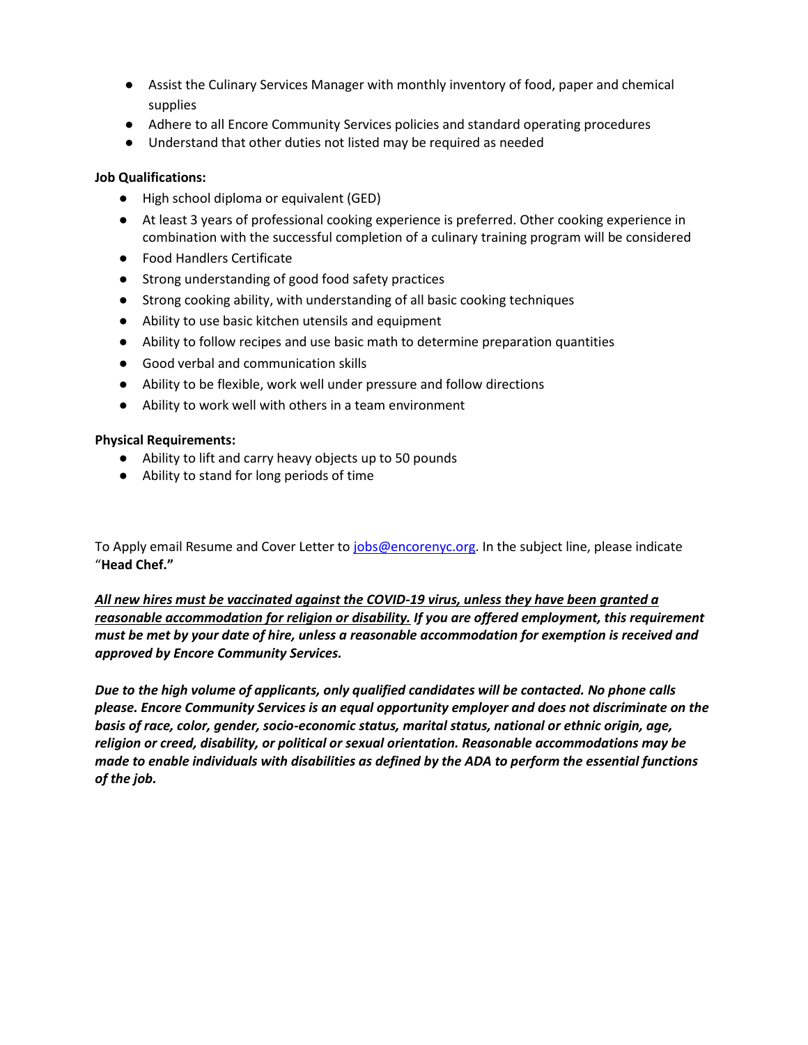- Assist the Culinary Services Manager with monthly inventory of food, paper and chemical supplies
- Adhere to all Encore Community Services policies and standard operating procedures
- Understand that other duties not listed may be required as needed

**Job Qualifications:**

- High school diploma or equivalent (GED)
- At least 3 years of professional cooking experience is preferred. Other cooking experience in combination with the successful completion of a culinary training program will be considered
- Food Handlers Certificate
- Strong understanding of good food safety practices
- Strong cooking ability, with understanding of all basic cooking techniques
- Ability to use basic kitchen utensils and equipment
- Ability to follow recipes and use basic math to determine preparation quantities
- Good verbal and communication skills
- Ability to be flexible, work well under pressure and follow directions
- Ability to work well with others in a team environment

**Physical Requirements:**

- Ability to lift and carry heavy objects up to 50 pounds
- Ability to stand for long periods of time

To Apply email Resume and Cover Letter to jobs@encorenyc.org. In the subject line, please indicate "**Head Chef.**"

***All new hires must be vaccinated against the COVID-19 virus, unless they have been granted a reasonable accommodation for religion or disability. If you are offered employment, this requirement must be met by your date of hire, unless a reasonable accommodation for exemption is received and approved by Encore Community Services.***

***Due to the high volume of applicants, only qualified candidates will be contacted. No phone calls please. Encore Community Services is an equal opportunity employer and does not discriminate on the basis of race, color, gender, socio-economic status, marital status, national or ethnic origin, age, religion or creed, disability, or political or sexual orientation. Reasonable accommodations may be made to enable individuals with disabilities as defined by the ADA to perform the essential functions of the job.***